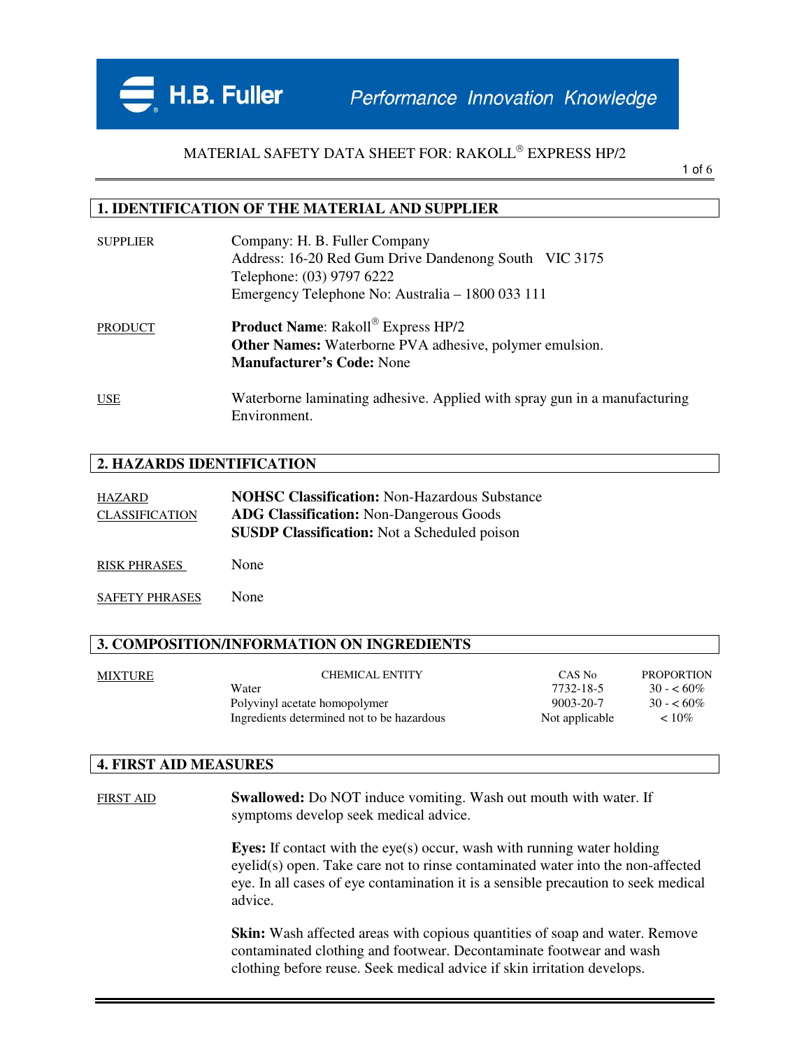H.B. Fuller Performance Innovation Knowledge

MATERIAL SAFETY DATA SHEET FOR: RAKOLL® EXPRESS HP/2

## 1. IDENTIFICATION OF THE MATERIAL AND SUPPLIER

SUPPLIER

Company: H. B. Fuller Company
Address: 16-20 Red Gum Drive Dandenong South VIC 3175
Telephone: (03) 9797 6222
Emergency Telephone No: Australia – 1800 033 111

PRODUCT

**Product Name**: Rakoll® Express HP/2
**Other Names:** Waterborne PVA adhesive, polymer emulsion.
**Manufacturer's Code:** None

USE

Waterborne laminating adhesive. Applied with spray gun in a manufacturing Environment.

## 2. HAZARDS IDENTIFICATION

HAZARD CLASSIFICATION

**NOHSC Classification:** Non-Hazardous Substance
**ADG Classification:** Non-Dangerous Goods
**SUSDP Classification:** Not a Scheduled poison

RISK PHRASES

None

SAFETY PHRASES

None

## 3. COMPOSITION/INFORMATION ON INGREDIENTS

MIXTURE

| CHEMICAL ENTITY | CAS No | PROPORTION |
|---|---|---|
| Water | 7732-18-5 | 30 - < 60% |
| Polyvinyl acetate homopolymer | 9003-20-7 | 30 - < 60% |
| Ingredients determined not to be hazardous | Not applicable | < 10% |

## 4. FIRST AID MEASURES

FIRST AID

**Swallowed:** Do NOT induce vomiting. Wash out mouth with water. If symptoms develop seek medical advice.

**Eyes:** If contact with the eye(s) occur, wash with running water holding eyelid(s) open. Take care not to rinse contaminated water into the non-affected eye. In all cases of eye contamination it is a sensible precaution to seek medical advice.

**Skin:** Wash affected areas with copious quantities of soap and water. Remove contaminated clothing and footwear. Decontaminate footwear and wash clothing before reuse. Seek medical advice if skin irritation develops.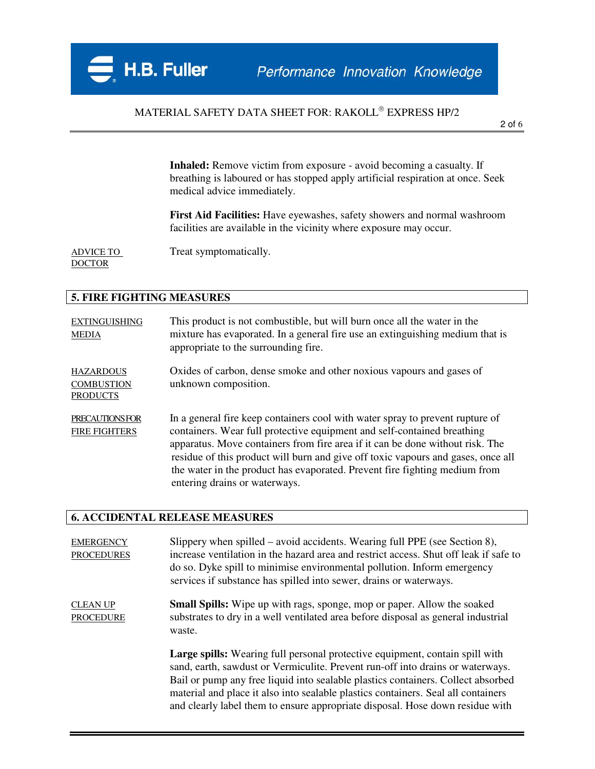**Inhaled:** Remove victim from exposure - avoid becoming a casualty. If breathing is laboured or has stopped apply artificial respiration at once. Seek medical advice immediately.

**First Aid Facilities:** Have eyewashes, safety showers and normal washroom facilities are available in the vicinity where exposure may occur.

ADVICE TO DOCTOR
Treat symptomatically.

## 5. FIRE FIGHTING MEASURES

EXTINGUISHING MEDIA
This product is not combustible, but will burn once all the water in the mixture has evaporated. In a general fire use an extinguishing medium that is appropriate to the surrounding fire.

HAZARDOUS COMBUSTION PRODUCTS
Oxides of carbon, dense smoke and other noxious vapours and gases of unknown composition.

PRECAUTIONS FOR FIRE FIGHTERS
In a general fire keep containers cool with water spray to prevent rupture of containers. Wear full protective equipment and self-contained breathing apparatus. Move containers from fire area if it can be done without risk. The residue of this product will burn and give off toxic vapours and gases, once all the water in the product has evaporated. Prevent fire fighting medium from entering drains or waterways.

## 6. ACCIDENTAL RELEASE MEASURES

EMERGENCY PROCEDURES
Slippery when spilled – avoid accidents. Wearing full PPE (see Section 8), increase ventilation in the hazard area and restrict access. Shut off leak if safe to do so. Dyke spill to minimise environmental pollution. Inform emergency services if substance has spilled into sewer, drains or waterways.

CLEAN UP PROCEDURE
**Small Spills:** Wipe up with rags, sponge, mop or paper. Allow the soaked substrates to dry in a well ventilated area before disposal as general industrial waste.

**Large spills:** Wearing full personal protective equipment, contain spill with sand, earth, sawdust or Vermiculite. Prevent run-off into drains or waterways. Bail or pump any free liquid into sealable plastics containers. Collect absorbed material and place it also into sealable plastics containers. Seal all containers and clearly label them to ensure appropriate disposal. Hose down residue with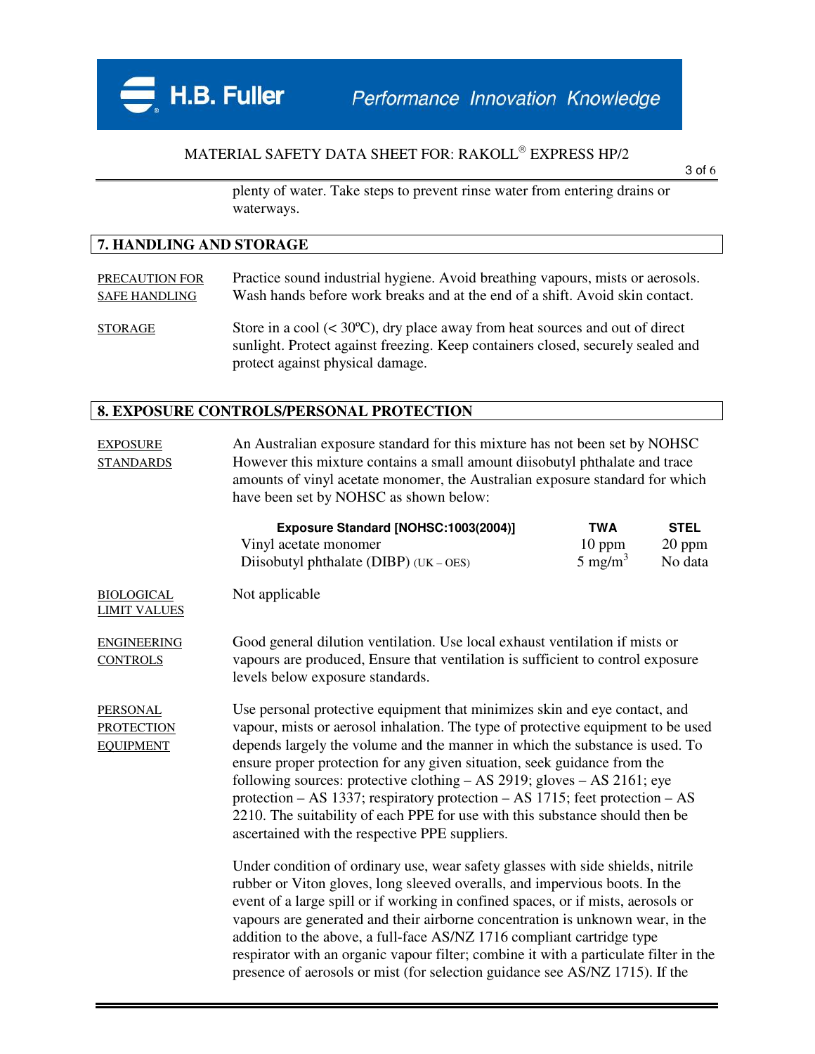plenty of water. Take steps to prevent rinse water from entering drains or waterways.

## 7. HANDLING AND STORAGE

PRECAUTION FOR SAFE HANDLING

Practice sound industrial hygiene. Avoid breathing vapours, mists or aerosols. Wash hands before work breaks and at the end of a shift. Avoid skin contact.

STORAGE

Store in a cool (< 30ºC), dry place away from heat sources and out of direct sunlight. Protect against freezing. Keep containers closed, securely sealed and protect against physical damage.

## 8. EXPOSURE CONTROLS/PERSONAL PROTECTION

EXPOSURE STANDARDS

An Australian exposure standard for this mixture has not been set by NOHSC However this mixture contains a small amount diisobutyl phthalate and trace amounts of vinyl acetate monomer, the Australian exposure standard for which have been set by NOHSC as shown below:

| Exposure Standard [NOHSC:1003(2004)] | TWA | STEL |
|---|---|---|
| Vinyl acetate monomer | 10 ppm | 20 ppm |
| Diisobutyl phthalate (DIBP) (UK – OES) | 5 $mg/m^3$ | No data |

BIOLOGICAL LIMIT VALUES

Not applicable

ENGINEERING CONTROLS

Good general dilution ventilation. Use local exhaust ventilation if mists or vapours are produced, Ensure that ventilation is sufficient to control exposure levels below exposure standards.

PERSONAL PROTECTION EQUIPMENT

Use personal protective equipment that minimizes skin and eye contact, and vapour, mists or aerosol inhalation. The type of protective equipment to be used depends largely the volume and the manner in which the substance is used. To ensure proper protection for any given situation, seek guidance from the following sources: protective clothing – AS 2919; gloves – AS 2161; eye protection – AS 1337; respiratory protection – AS 1715; feet protection – AS 2210. The suitability of each PPE for use with this substance should then be ascertained with the respective PPE suppliers.

Under condition of ordinary use, wear safety glasses with side shields, nitrile rubber or Viton gloves, long sleeved overalls, and impervious boots. In the event of a large spill or if working in confined spaces, or if mists, aerosols or vapours are generated and their airborne concentration is unknown wear, in the addition to the above, a full-face AS/NZ 1716 compliant cartridge type respirator with an organic vapour filter; combine it with a particulate filter in the presence of aerosols or mist (for selection guidance see AS/NZ 1715). If the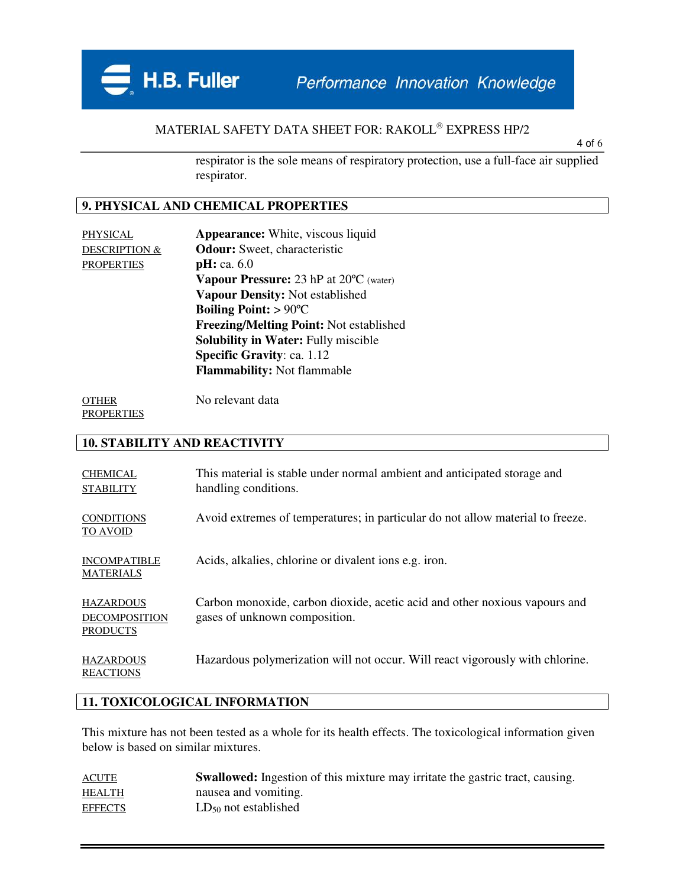respirator is the sole means of respiratory protection, use a full-face air supplied respirator.

## 9. PHYSICAL AND CHEMICAL PROPERTIES

**PHYSICAL DESCRIPTION & PROPERTIES**

**Appearance:** White, viscous liquid
**Odour:** Sweet, characteristic
**pH:** ca. 6.0
**Vapour Pressure:** 23 hP at 20ºC (water)
**Vapour Density:** Not established
**Boiling Point:** > 90ºC
**Freezing/Melting Point:** Not established
**Solubility in Water:** Fully miscible
**Specific Gravity**: ca. 1.12
**Flammability:** Not flammable

**OTHER PROPERTIES**

No relevant data

## 10. STABILITY AND REACTIVITY

**CHEMICAL STABILITY**

This material is stable under normal ambient and anticipated storage and handling conditions.

**CONDITIONS TO AVOID**

Avoid extremes of temperatures; in particular do not allow material to freeze.

**INCOMPATIBLE MATERIALS**

Acids, alkalies, chlorine or divalent ions e.g. iron.

**HAZARDOUS DECOMPOSITION PRODUCTS**

Carbon monoxide, carbon dioxide, acetic acid and other noxious vapours and gases of unknown composition.

**HAZARDOUS REACTIONS**

Hazardous polymerization will not occur. Will react vigorously with chlorine.

## 11. TOXICOLOGICAL INFORMATION

This mixture has not been tested as a whole for its health effects. The toxicological information given below is based on similar mixtures.

**ACUTE HEALTH EFFECTS**

**Swallowed:** Ingestion of this mixture may irritate the gastric tract, causing. nausea and vomiting.
$LD_{50}$ not established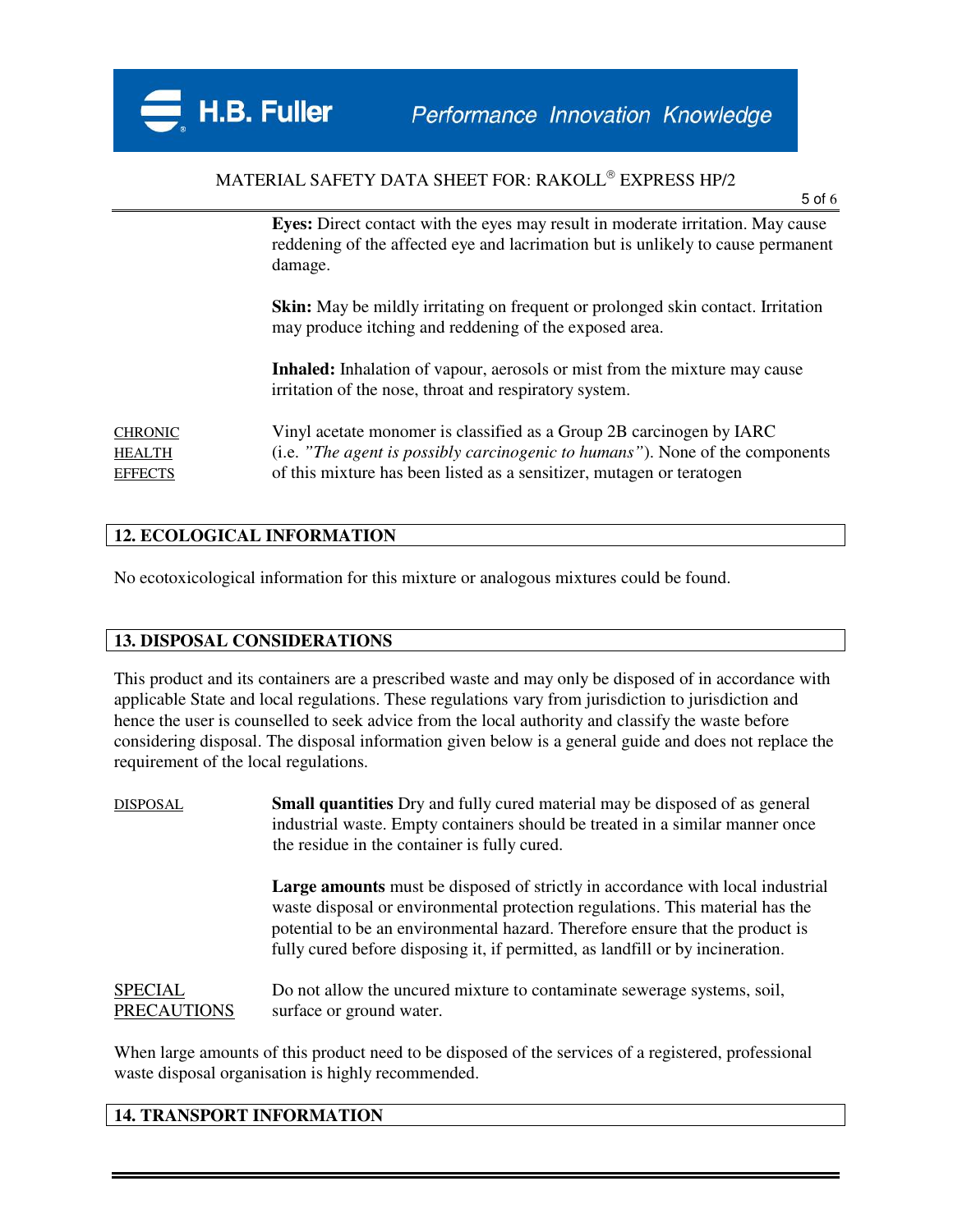**Eyes:** Direct contact with the eyes may result in moderate irritation. May cause reddening of the affected eye and lacrimation but is unlikely to cause permanent damage.

**Skin:** May be mildly irritating on frequent or prolonged skin contact. Irritation may produce itching and reddening of the exposed area.

**Inhaled:** Inhalation of vapour, aerosols or mist from the mixture may cause irritation of the nose, throat and respiratory system.

CHRONIC HEALTH EFFECTS

Vinyl acetate monomer is classified as a Group 2B carcinogen by IARC (i.e. *"The agent is possibly carcinogenic to humans"*). None of the components of this mixture has been listed as a sensitizer, mutagen or teratogen

## 12. ECOLOGICAL INFORMATION

No ecotoxicological information for this mixture or analogous mixtures could be found.

## 13. DISPOSAL CONSIDERATIONS

This product and its containers are a prescribed waste and may only be disposed of in accordance with applicable State and local regulations. These regulations vary from jurisdiction to jurisdiction and hence the user is counselled to seek advice from the local authority and classify the waste before considering disposal. The disposal information given below is a general guide and does not replace the requirement of the local regulations.

DISPOSAL

**Small quantities** Dry and fully cured material may be disposed of as general industrial waste. Empty containers should be treated in a similar manner once the residue in the container is fully cured.

**Large amounts** must be disposed of strictly in accordance with local industrial waste disposal or environmental protection regulations. This material has the potential to be an environmental hazard. Therefore ensure that the product is fully cured before disposing it, if permitted, as landfill or by incineration.

SPECIAL PRECAUTIONS

Do not allow the uncured mixture to contaminate sewerage systems, soil, surface or ground water.

When large amounts of this product need to be disposed of the services of a registered, professional waste disposal organisation is highly recommended.

## 14. TRANSPORT INFORMATION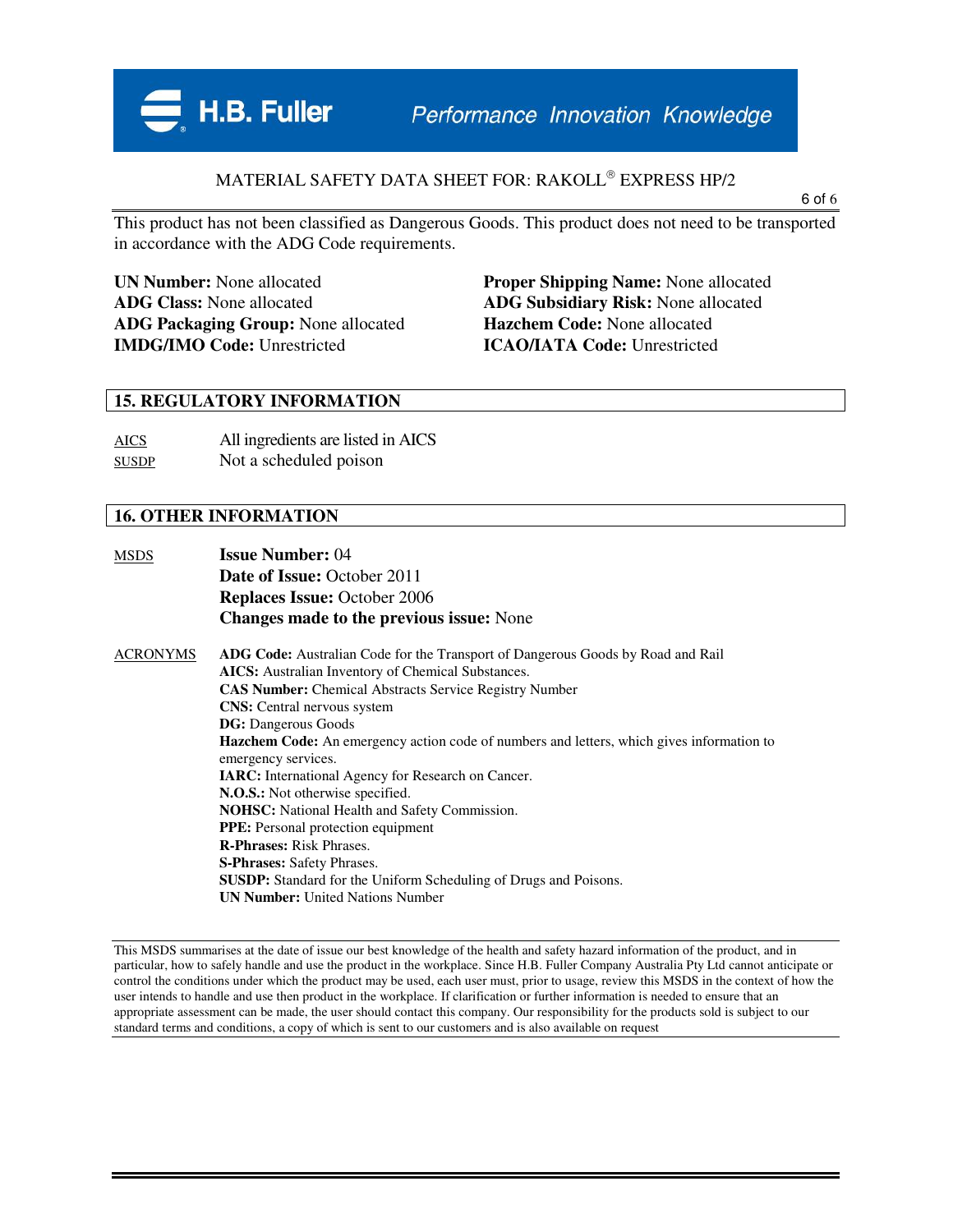This product has not been classified as Dangerous Goods. This product does not need to be transported in accordance with the ADG Code requirements.

**UN Number:** None allocated
**ADG Class:** None allocated
**ADG Packaging Group:** None allocated
**IMDG/IMO Code:** Unrestricted

**Proper Shipping Name:** None allocated
**ADG Subsidiary Risk:** None allocated
**Hazchem Code:** None allocated
**ICAO/IATA Code:** Unrestricted

## 15. REGULATORY INFORMATION

| | |
|---|---|
| AICS | All ingredients are listed in AICS |
| SUSDP | Not a scheduled poison |

## 16. OTHER INFORMATION

MSDS

**Issue Number:** 04
**Date of Issue:** October 2011
**Replaces Issue:** October 2006
**Changes made to the previous issue:** None

ACRONYMS

**ADG Code:** Australian Code for the Transport of Dangerous Goods by Road and Rail
**AICS:** Australian Inventory of Chemical Substances.
**CAS Number:** Chemical Abstracts Service Registry Number
**CNS:** Central nervous system
**DG:** Dangerous Goods
**Hazchem Code:** An emergency action code of numbers and letters, which gives information to emergency services.
**IARC:** International Agency for Research on Cancer.
**N.O.S.:** Not otherwise specified.
**NOHSC:** National Health and Safety Commission.
**PPE:** Personal protection equipment
**R-Phrases:** Risk Phrases.
**S-Phrases:** Safety Phrases.
**SUSDP:** Standard for the Uniform Scheduling of Drugs and Poisons.
**UN Number:** United Nations Number

This MSDS summarises at the date of issue our best knowledge of the health and safety hazard information of the product, and in particular, how to safely handle and use the product in the workplace. Since H.B. Fuller Company Australia Pty Ltd cannot anticipate or control the conditions under which the product may be used, each user must, prior to usage, review this MSDS in the context of how the user intends to handle and use then product in the workplace. If clarification or further information is needed to ensure that an appropriate assessment can be made, the user should contact this company. Our responsibility for the products sold is subject to our standard terms and conditions, a copy of which is sent to our customers and is also available on request